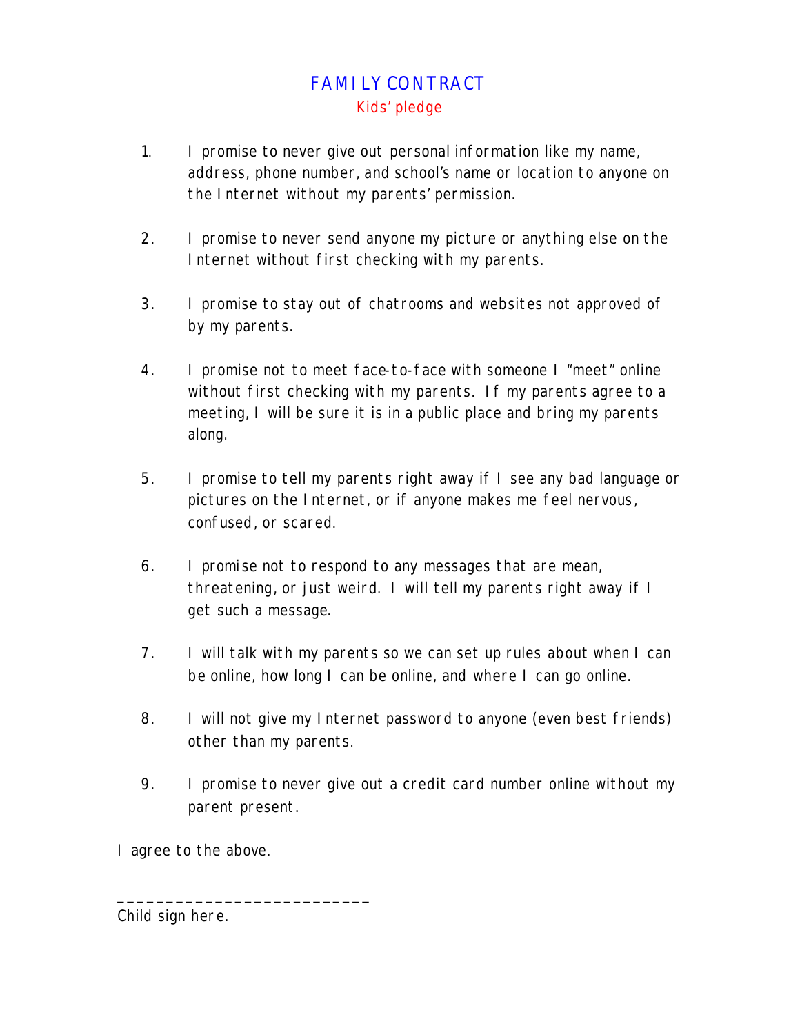# FAMILY CONTRACT

## Kids' pledge

1. I promise to never give out personal information like my name, address, phone number, and school's name or location to anyone on the Internet without my parents' permission.

2. I promise to never send anyone my picture or anything else on the Internet without first checking with my parents.

3. I promise to stay out of chatrooms and websites not approved of by my parents.

4. I promise not to meet face-to-face with someone I "meet" online without first checking with my parents. If my parents agree to a meeting, I will be sure it is in a public place and bring my parents along.

5. I promise to tell my parents right away if I see any bad language or pictures on the Internet, or if anyone makes me feel nervous, confused, or scared.

6. I promise not to respond to any messages that are mean, threatening, or just weird. I will tell my parents right away if I get such a message.

7. I will talk with my parents so we can set up rules about when I can be online, how long I can be online, and where I can go online.

8. I will not give my Internet password to anyone (even best friends) other than my parents.

9. I promise to never give out a credit card number online without my parent present.

I agree to the above.

___________________________

Child sign here.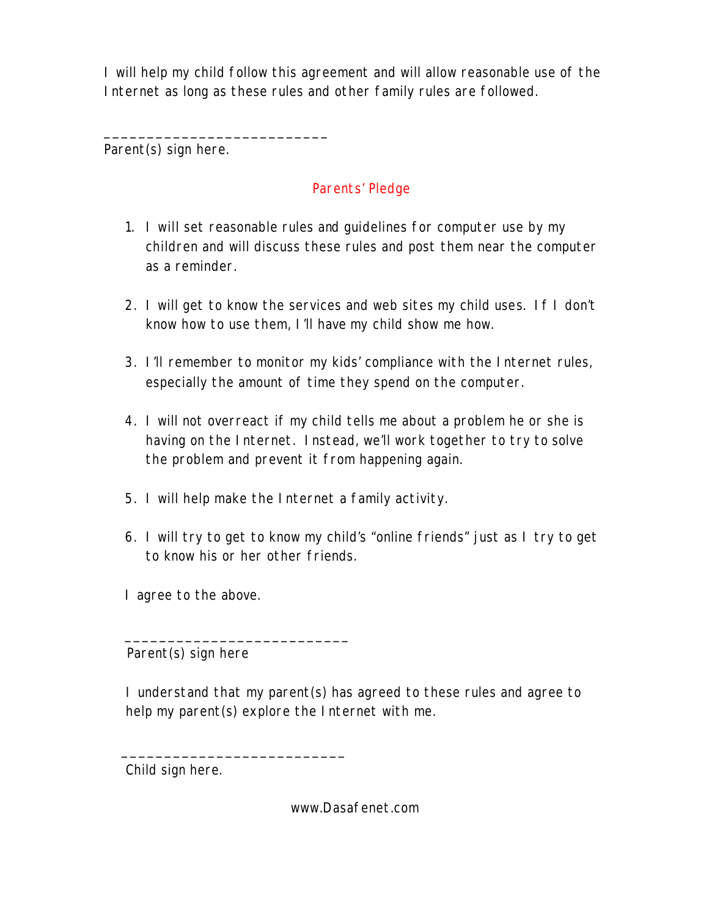I will help my child follow this agreement and will allow reasonable use of the Internet as long as these rules and other family rules are followed.

___________________________
Parent(s) sign here.

## Parents' Pledge

1. I will set reasonable rules and guidelines for computer use by my children and will discuss these rules and post them near the computer as a reminder.

2. I will get to know the services and web sites my child uses. If I don't know how to use them, I'll have my child show me how.

3. I'll remember to monitor my kids' compliance with the Internet rules, especially the amount of time they spend on the computer.

4. I will not overreact if my child tells me about a problem he or she is having on the Internet. Instead, we'll work together to try to solve the problem and prevent it from happening again.

5. I will help make the Internet a family activity.

6. I will try to get to know my child's "online friends" just as I try to get to know his or her other friends.

I agree to the above.

___________________________
Parent(s) sign here

I understand that my parent(s) has agreed to these rules and agree to help my parent(s) explore the Internet with me.

___________________________
Child sign here.

www.Dasafenet.com